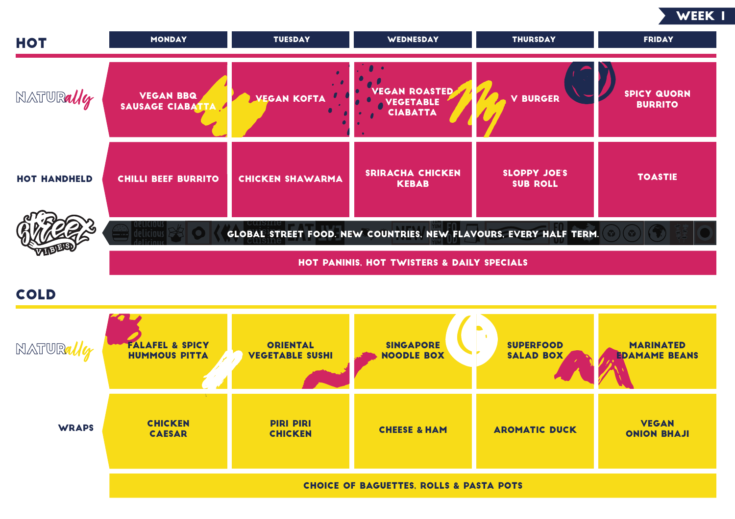WEEK 1

## HOT

| | MONDAY | TUESDAY | WEDNESDAY | THURSDAY | FRIDAY |
|---|---|---|---|---|---|
| NATURally | VEGAN BBQ SAUSAGE CIABATTA | VEGAN KOFTA | VEGAN ROASTED VEGETABLE CIABATTA | V BURGER | SPICY QUORN BURRITO |
| HOT HANDHELD | CHILLI BEEF BURRITO | CHICKEN SHAWARMA | SRIRACHA CHICKEN KEBAB | SLOPPY JOE'S SUB ROLL | TOASTIE |
| Street VIBES | GLOBAL STREET FOOD. NEW COUNTRIES. NEW FLAVOURS. EVERY HALF TERM. | | | | |
| | HOT PANINIS, HOT TWISTERS & DAILY SPECIALS | | | | |

## COLD

| | MONDAY | TUESDAY | WEDNESDAY | THURSDAY | FRIDAY |
|---|---|---|---|---|---|
| NATURally | FALAFEL & SPICY HUMMOUS PITTA | ORIENTAL VEGETABLE SUSHI | SINGAPORE NOODLE BOX | SUPERFOOD SALAD BOX | MARINATED EDAMAME BEANS |
| WRAPS | CHICKEN CAESAR | PIRI PIRI CHICKEN | CHEESE & HAM | AROMATIC DUCK | VEGAN ONION BHAJI |
| | CHOICE OF BAGUETTES, ROLLS & PASTA POTS | | | | |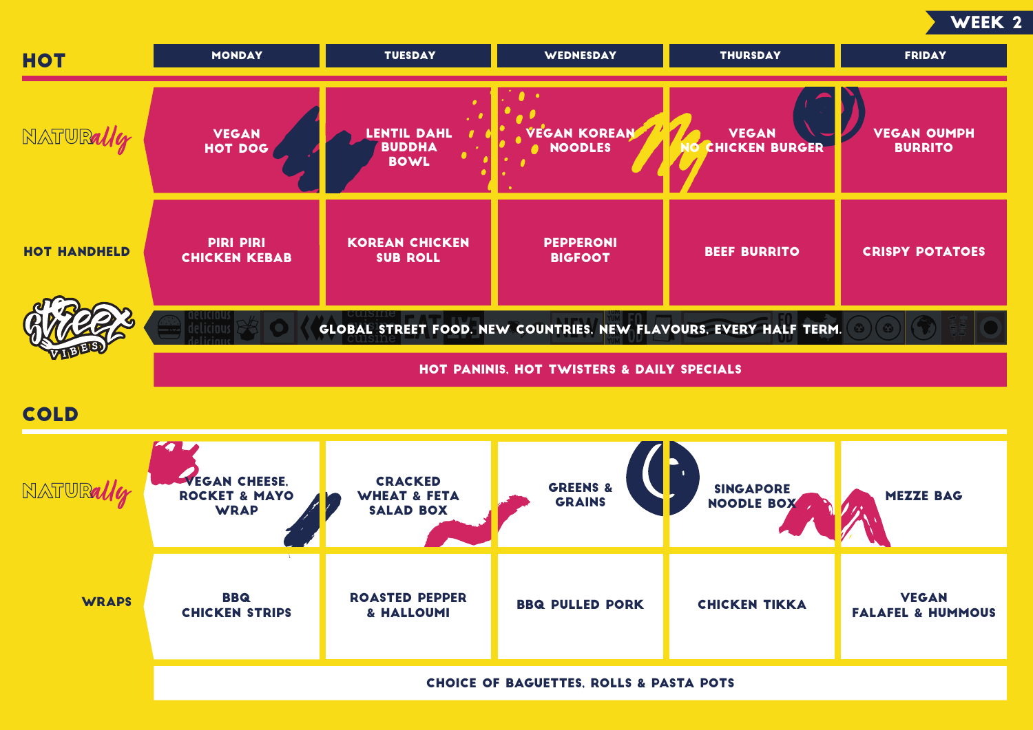**WEEK 2**

## HOT

| | MONDAY | TUESDAY | WEDNESDAY | THURSDAY | FRIDAY |
|---|---|---|---|---|---|
| NATURally | VEGAN HOT DOG | LENTIL DAHL BUDDHA BOWL | VEGAN KOREAN NOODLES | VEGAN NO CHICKEN BURGER | VEGAN OUMPH BURRITO |
| HOT HANDHELD | PIRI PIRI CHICKEN KEBAB | KOREAN CHICKEN SUB ROLL | PEPPERONI BIGFOOT | BEEF BURRITO | CRISPY POTATOES |

**Street VIBES** — GLOBAL STREET FOOD. NEW COUNTRIES. NEW FLAVOURS. EVERY HALF TERM.

HOT PANINIS, HOT TWISTERS & DAILY SPECIALS

## COLD

| | MONDAY | TUESDAY | WEDNESDAY | THURSDAY | FRIDAY |
|---|---|---|---|---|---|
| NATURally | VEGAN CHEESE, ROCKET & MAYO WRAP | CRACKED WHEAT & FETA SALAD BOX | GREENS & GRAINS | SINGAPORE NOODLE BOX | MEZZE BAG |
| WRAPS | BBQ CHICKEN STRIPS | ROASTED PEPPER & HALLOUMI | BBQ PULLED PORK | CHICKEN TIKKA | VEGAN FALAFEL & HUMMOUS |

CHOICE OF BAGUETTES, ROLLS & PASTA POTS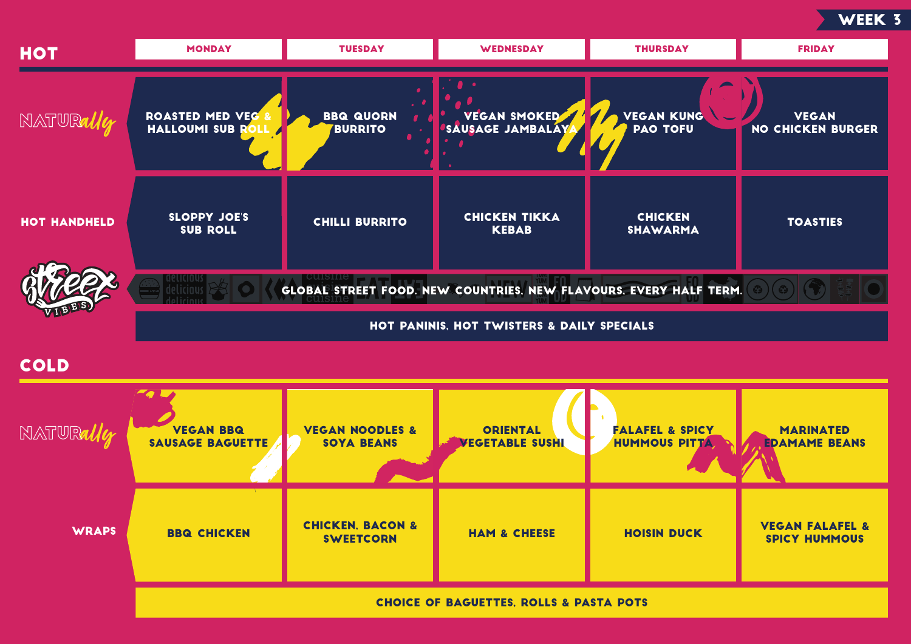WEEK 3

## HOT

| | MONDAY | TUESDAY | WEDNESDAY | THURSDAY | FRIDAY |
|---|---|---|---|---|---|
| NATURally | ROASTED MED VEG & HALLOUMI SUB ROLL | BBQ QUORN BURRITO | VEGAN SMOKED SAUSAGE JAMBALAYA | VEGAN KUNG PAO TOFU | VEGAN NO CHICKEN BURGER |
| HOT HANDHELD | SLOPPY JOE'S SUB ROLL | CHILLI BURRITO | CHICKEN TIKKA KEBAB | CHICKEN SHAWARMA | TOASTIES |

Street VIBES — GLOBAL STREET FOOD. NEW COUNTRIES, NEW FLAVOURS, EVERY HALF TERM.

HOT PANINIS, HOT TWISTERS & DAILY SPECIALS

## COLD

| | MONDAY | TUESDAY | WEDNESDAY | THURSDAY | FRIDAY |
|---|---|---|---|---|---|
| NATURally | VEGAN BBQ SAUSAGE BAGUETTE | VEGAN NOODLES & SOYA BEANS | ORIENTAL VEGETABLE SUSHI | FALAFEL & SPICY HUMMOUS PITTA | MARINATED EDAMAME BEANS |
| WRAPS | BBQ CHICKEN | CHICKEN, BACON & SWEETCORN | HAM & CHEESE | HOISIN DUCK | VEGAN FALAFEL & SPICY HUMMOUS |

CHOICE OF BAGUETTES, ROLLS & PASTA POTS